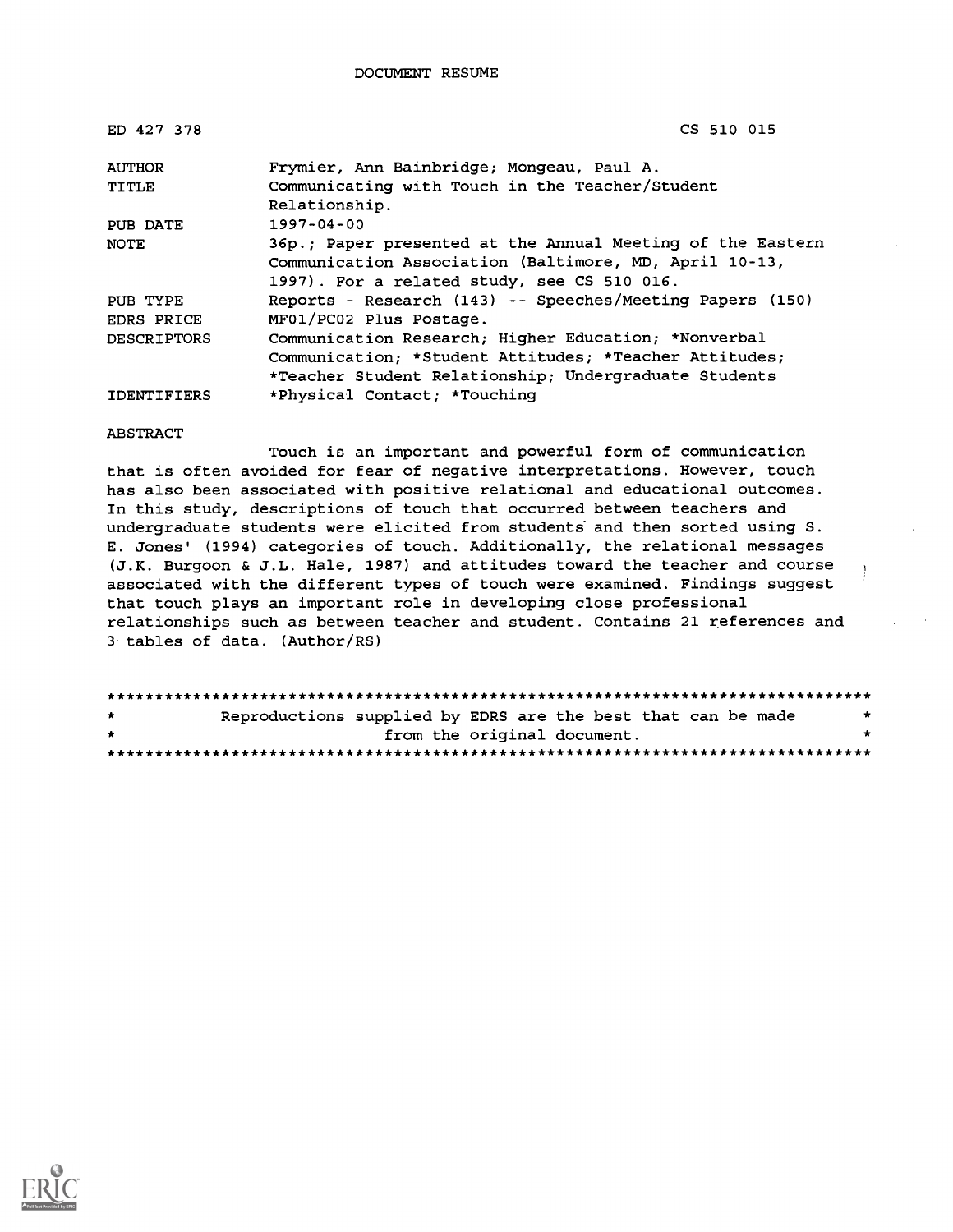DOCUMENT RESUME

ED 427 378 CS 510 015

| | |
|---|---|
| AUTHOR | Frymier, Ann Bainbridge; Mongeau, Paul A. |
| TITLE | Communicating with Touch in the Teacher/Student Relationship. |
| PUB DATE | 1997-04-00 |
| NOTE | 36p.; Paper presented at the Annual Meeting of the Eastern Communication Association (Baltimore, MD, April 10-13, 1997). For a related study, see CS 510 016. |
| PUB TYPE | Reports - Research (143) -- Speeches/Meeting Papers (150) |
| EDRS PRICE | MF01/PC02 Plus Postage. |
| DESCRIPTORS | Communication Research; Higher Education; *Nonverbal Communication; *Student Attitudes; *Teacher Attitudes; *Teacher Student Relationship; Undergraduate Students |
| IDENTIFIERS | *Physical Contact; *Touching |

ABSTRACT

Touch is an important and powerful form of communication that is often avoided for fear of negative interpretations. However, touch has also been associated with positive relational and educational outcomes. In this study, descriptions of touch that occurred between teachers and undergraduate students were elicited from students and then sorted using S. E. Jones' (1994) categories of touch. Additionally, the relational messages (J.K. Burgoon & J.L. Hale, 1987) and attitudes toward the teacher and course associated with the different types of touch were examined. Findings suggest that touch plays an important role in developing close professional relationships such as between teacher and student. Contains 21 references and 3 tables of data. (Author/RS)

********************************************************************************
* Reproductions supplied by EDRS are the best that can be made *
* from the original document. *
********************************************************************************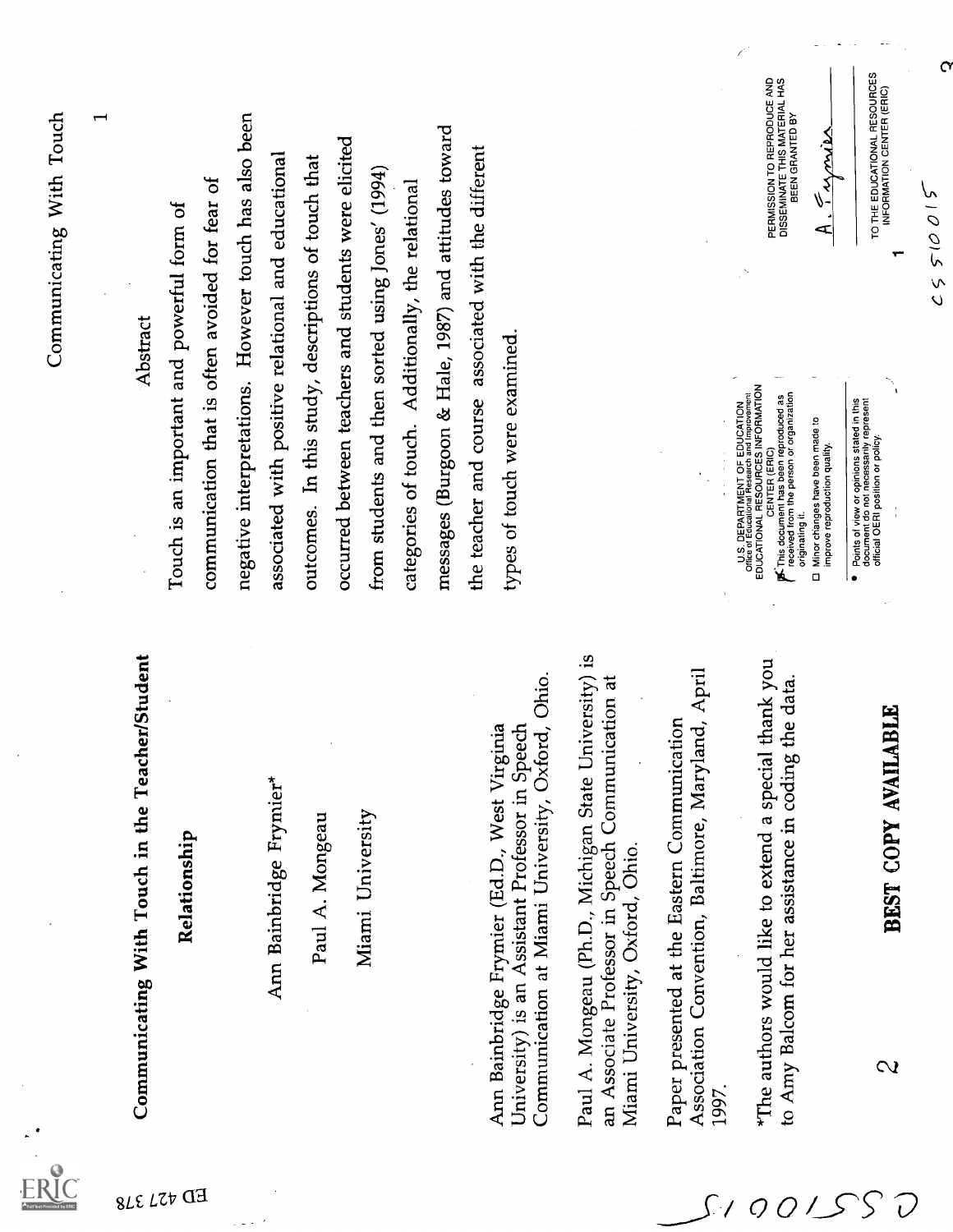# Communicating With Touch in the Teacher/Student Relationship

Ann Bainbridge Frymier*

Paul A. Mongeau

Miami University

Ann Bainbridge Frymier (Ed.D., West Virginia University) is an Assistant Professor in Speech Communication at Miami University, Oxford, Ohio.

Paul A. Mongeau (Ph.D., Michigan State University) is an Associate Professor in Speech Communication at Miami University, Oxford, Ohio.

Paper presented at the Eastern Communication Association Convention, Baltimore, Maryland, April 1997.

*The authors would like to extend a special thank you to Amy Balcom for her assistance in coding the data.

**BEST COPY AVAILABLE**

## Abstract

Touch is an important and powerful form of communication that is often avoided for fear of negative interpretations. However touch has also been associated with positive relational and educational outcomes. In this study, descriptions of touch that occurred between teachers and students were elicited from students and then sorted using Jones' (1994) categories of touch. Additionally, the relational messages (Burgoon & Hale, 1987) and attitudes toward the teacher and course associated with the different types of touch were examined.

U.S. DEPARTMENT OF EDUCATION
Office of Educational Research and Improvement
EDUCATIONAL RESOURCES INFORMATION CENTER (ERIC)

- [x] This document has been reproduced as received from the person or organization originating it.
- [ ] Minor changes have been made to improve reproduction quality.

- Points of view or opinions stated in this document do not necessarily represent official OERI position or policy.

PERMISSION TO REPRODUCE AND DISSEMINATE THIS MATERIAL HAS BEEN GRANTED BY

A. Frymier

TO THE EDUCATIONAL RESOURCES INFORMATION CENTER (ERIC)

ED 427 378

CS 510015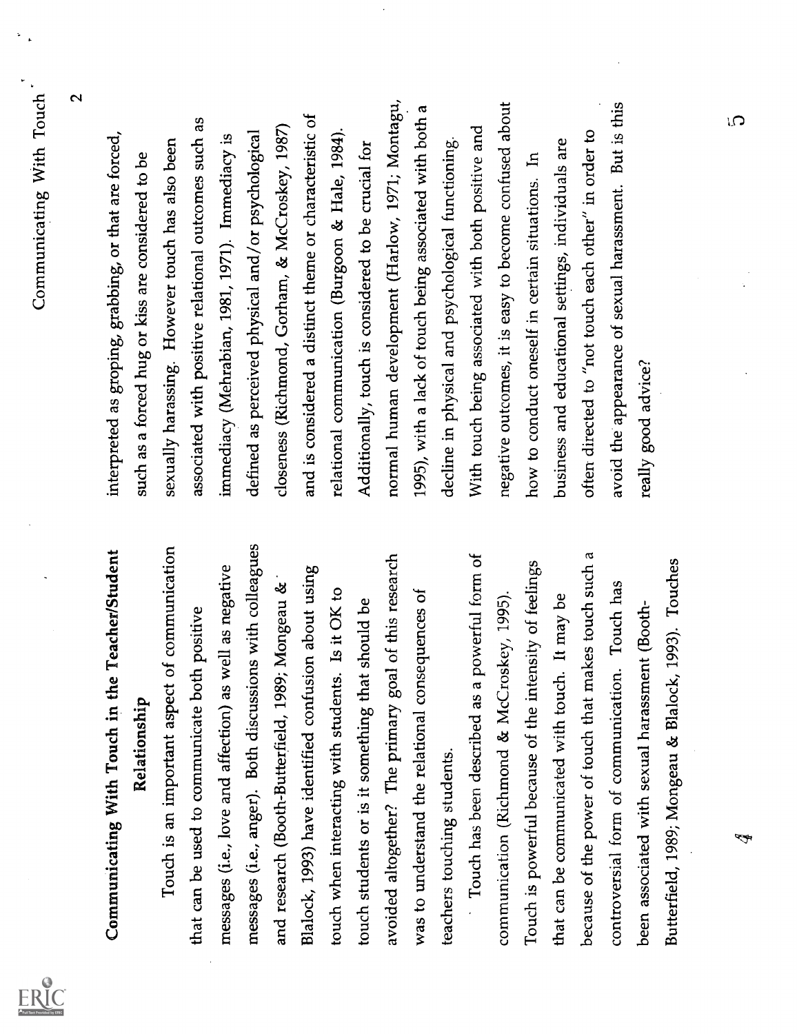## Communicating With Touch in the Teacher/Student Relationship

Touch is an important aspect of communication that can be used to communicate both positive messages (i.e., love and affection) as well as negative messages (i.e., anger). Both discussions with colleagues and research (Booth-Butterfield, 1989; Mongeau & Blalock, 1993) have identified confusion about using touch when interacting with students. Is it OK to touch students or is it something that should be avoided altogether? The primary goal of this research was to understand the relational consequences of teachers touching students.

Touch has been described as a powerful form of communication (Richmond & McCroskey, 1995). Touch is powerful because of the intensity of feelings that can be communicated with touch. It may be because of the power of touch that makes touch such a controversial form of communication. Touch has been associated with sexual harassment (Booth-Butterfield, 1989; Mongeau & Blalock, 1993). Touches interpreted as groping, grabbing, or that are forced, such as a forced hug or kiss are considered to be sexually harassing. However touch has also been associated with positive relational outcomes such as immediacy (Mehrabian, 1981, 1971). Immediacy is defined as perceived physical and/or psychological closeness (Richmond, Gorham, & McCroskey, 1987) and is considered a distinct theme or characteristic of relational communication (Burgoon & Hale, 1984). Additionally, touch is considered to be crucial for normal human development (Harlow, 1971; Montagu, 1995), with a lack of touch being associated with both a decline in physical and psychological functioning. With touch being associated with both positive and negative outcomes, it is easy to become confused about how to conduct oneself in certain situations. In business and educational settings, individuals are often directed to "not touch each other" in order to avoid the appearance of sexual harassment. But is this really good advice?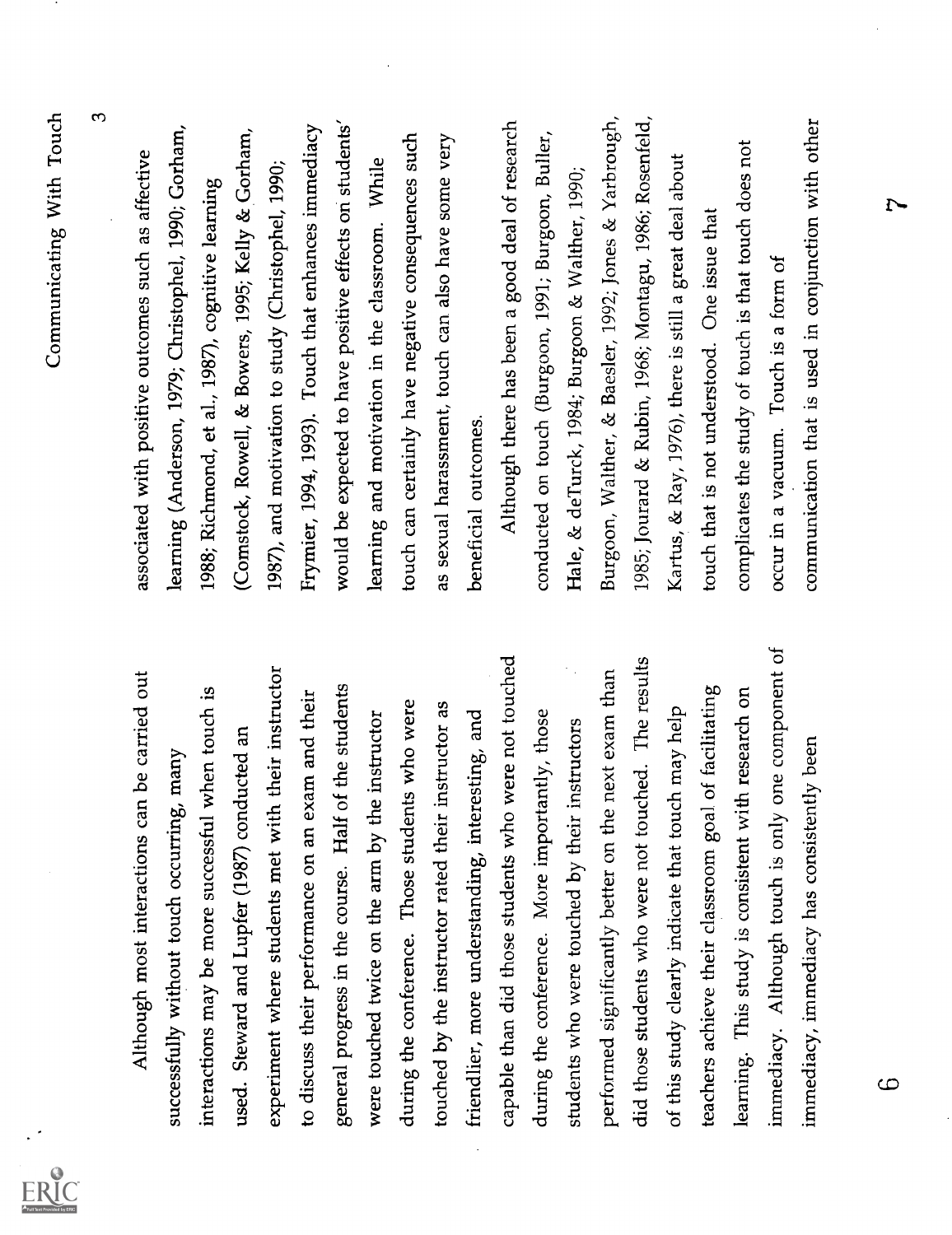Although most interactions can be carried out successfully without touch occurring, many interactions may be more successful when touch is used. Steward and Lupfer (1987) conducted an experiment where students met with their instructor to discuss their performance on an exam and their general progress in the course. Half of the students were touched twice on the arm by the instructor during the conference. Those students who were touched by the instructor rated their instructor as friendlier, more understanding, interesting, and capable than did those students who were not touched during the conference. More importantly, those students who were touched by their instructors performed significantly better on the next exam than did those students who were not touched. The results of this study clearly indicate that touch may help teachers achieve their classroom goal of facilitating learning. This study is consistent with research on immediacy. Although touch is only one component of immediacy, immediacy has consistently been associated with positive outcomes such as affective learning (Anderson, 1979; Christophel, 1990; Gorham, 1988; Richmond, et al., 1987), cognitive learning (Comstock, Rowell, & Bowers, 1995; Kelly & Gorham, 1987), and motivation to study (Christophel, 1990; Frymier, 1994, 1993). Touch that enhances immediacy would be expected to have positive effects on students' learning and motivation in the classroom. While touch can certainly have negative consequences such as sexual harassment, touch can also have some very beneficial outcomes.

Although there has been a good deal of research conducted on touch (Burgoon, 1991; Burgoon, Buller, Hale, & deTurck, 1984; Burgoon & Walther, 1990; Burgoon, Walther, & Baesler, 1992; Jones & Yarbrough, 1985; Jourard & Rubin, 1968; Montagu, 1986; Rosenfeld, Kartus, & Ray, 1976), there is still a great deal about touch that is not understood. One issue that complicates the study of touch is that touch does not occur in a vacuum. Touch is a form of communication that is used in conjunction with other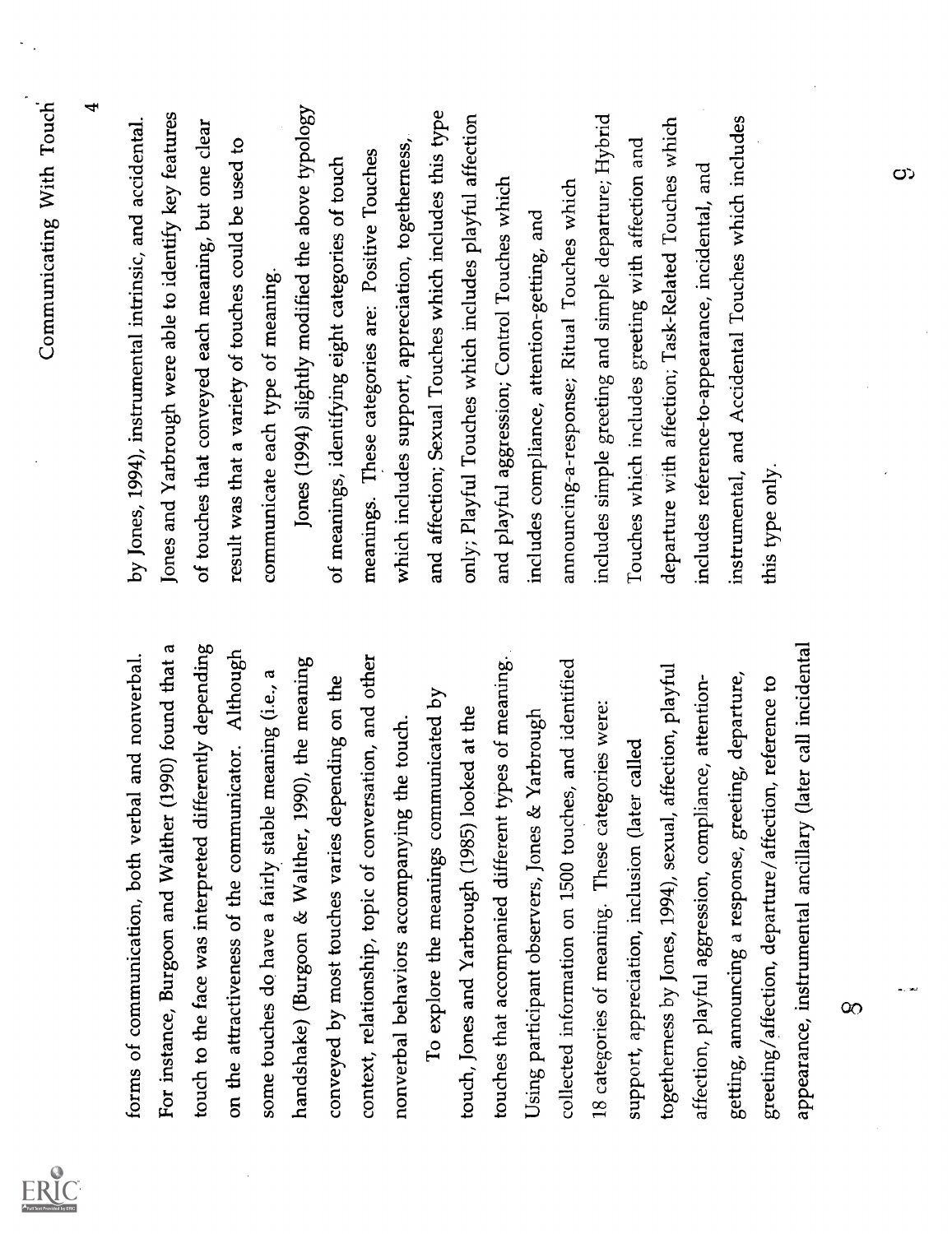forms of communication, both verbal and nonverbal. For instance, Burgoon and Walther (1990) found that a touch to the face was interpreted differently depending on the attractiveness of the communicator. Although some touches do have a fairly stable meaning (i.e., a handshake) (Burgoon & Walther, 1990), the meaning conveyed by most touches varies depending on the context, relationship, topic of conversation, and other nonverbal behaviors accompanying the touch.

To explore the meanings communicated by touch, Jones and Yarbrough (1985) looked at the touches that accompanied different types of meaning. Using participant observers, Jones & Yarbrough collected information on 1500 touches, and identified 18 categories of meaning. These categories were: support, appreciation, inclusion (later called togetherness by Jones, 1994), sexual, affection, playful affection, playful aggression, compliance, attention-getting, announcing a response, greeting, departure, greeting/affection, departure/affection, reference to appearance, instrumental ancillary (later call incidental by Jones, 1994), instrumental intrinsic, and accidental. Jones and Yarbrough were able to identify key features of touches that conveyed each meaning, but one clear result was that a variety of touches could be used to communicate each type of meaning.

Jones (1994) slightly modified the above typology of meanings, identifying eight categories of touch meanings. These categories are: Positive Touches which includes support, appreciation, togetherness, and affection; Sexual Touches which includes this type only; Playful Touches which includes playful affection and playful aggression; Control Touches which includes compliance, attention-getting, and announcing-a-response; Ritual Touches which includes simple greeting and simple departure; Hybrid Touches which includes greeting with affection and departure with affection; Task-Related Touches which includes reference-to-appearance, incidental, and instrumental, and Accidental Touches which includes this type only.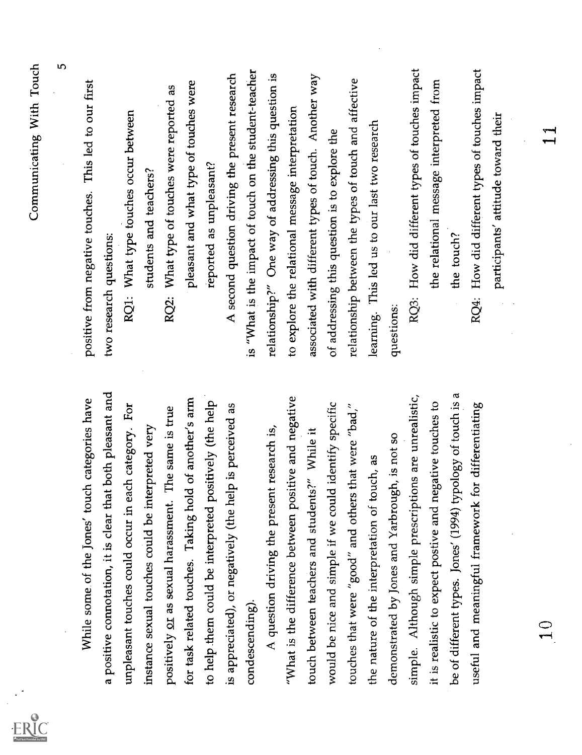While some of the Jones' touch categories have a positive connotation, it is clear that both pleasant and unpleasant touches could occur in each category. For instance sexual touches could be interpreted very positively or as sexual harassment. The same is true for task related touches. Taking hold of another's arm to help them could be interpreted positively (the help is appreciated), or negatively (the help is perceived as condescending).

A question driving the present research is, "What is the difference between positive and negative touch between teachers and students?" While it would be nice and simple if we could identify specific touches that were "good" and others that were "bad," the nature of the interpretation of touch, as demonstrated by Jones and Yarbrough, is not so simple. Although simple prescriptions are unrealistic, it is realistic to expect postive and negative touches to be of different types. Jones' (1994) typology of touch is a useful and meaningful framework for differentiating positive from negative touches. This led to our first two research questions:

RQ1: What type touches occur between students and teachers?

RQ2: What type of touches were reported as pleasant and what type of touches were reported as unpleasant?

A second question driving the present research is "What is the impact of touch on the student-teacher relationship?" One way of addressing this question is to explore the relational message interpretation associated with different types of touch. Another way of addressing this question is to explore the relationship between the types of touch and affective learning. This led us to our last two research questions:

RQ3: How did different types of touches impact the relational message interpreted from the touch?

RQ4: How did different types of touches impact participants' attitude toward their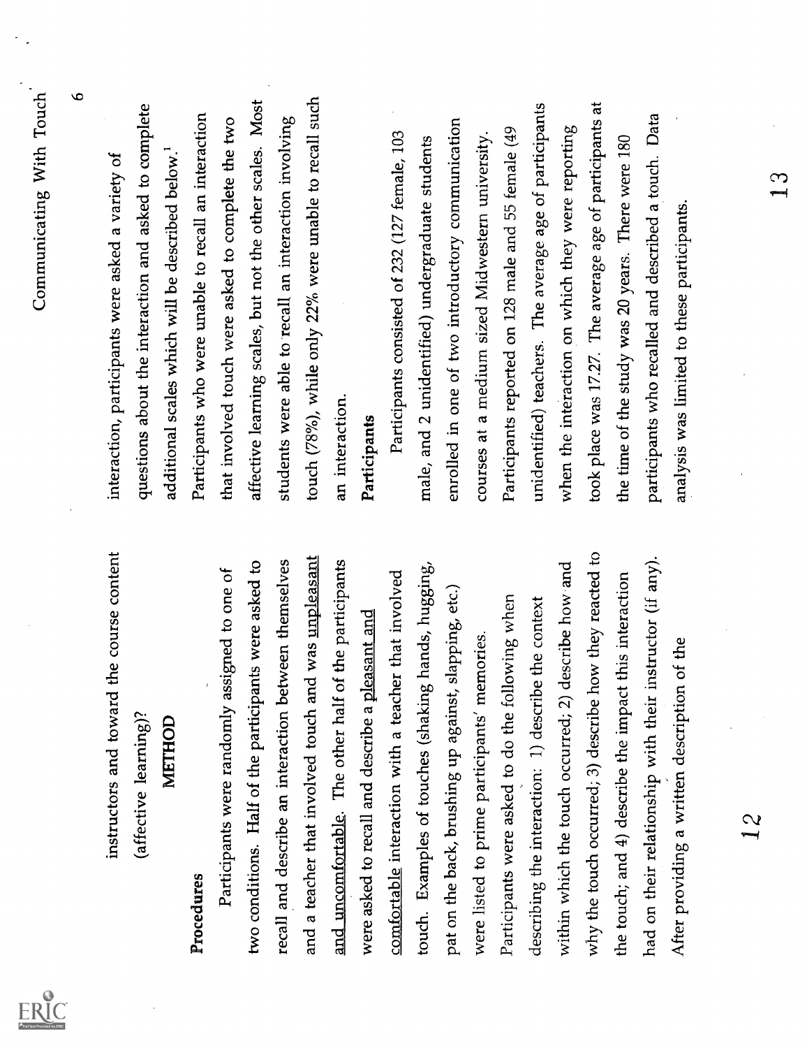instructors and toward the course content (affective learning)?

## METHOD

### Procedures

Participants were randomly assigned to one of two conditions. Half of the participants were asked to recall and describe an interaction between themselves and a teacher that involved touch and was unpleasant and uncomfortable. The other half of the participants were asked to recall and describe a pleasant and comfortable interaction with a teacher that involved touch. Examples of touches (shaking hands, hugging, pat on the back, brushing up against, slapping, etc.) were listed to prime participants' memories. Participants were asked to do the following when describing the interaction: 1) describe the context within which the touch occurred; 2) describe how and why the touch occurred; 3) describe how they reacted to the touch; and 4) describe the impact this interaction had on their relationship with their instructor (if any). After providing a written description of the interaction, participants were asked a variety of questions about the interaction and asked to complete additional scales which will be described below.[1] Participants who were unable to recall an interaction that involved touch were asked to complete the two affective learning scales, but not the other scales. Most students were able to recall an interaction involving touch (78%), while only 22% were unable to recall such an interaction.

### Participants

Participants consisted of 232 (127 female, 103 male, and 2 unidentified) undergraduate students enrolled in one of two introductory communication courses at a medium sized Midwestern university. Participants reported on 128 male and 55 female (49 unidentified) teachers. The average age of participants when the interaction on which they were reporting took place was 17.27. The average age of participants at the time of the study was 20 years. There were 180 participants who recalled and described a touch. Data analysis was limited to these participants.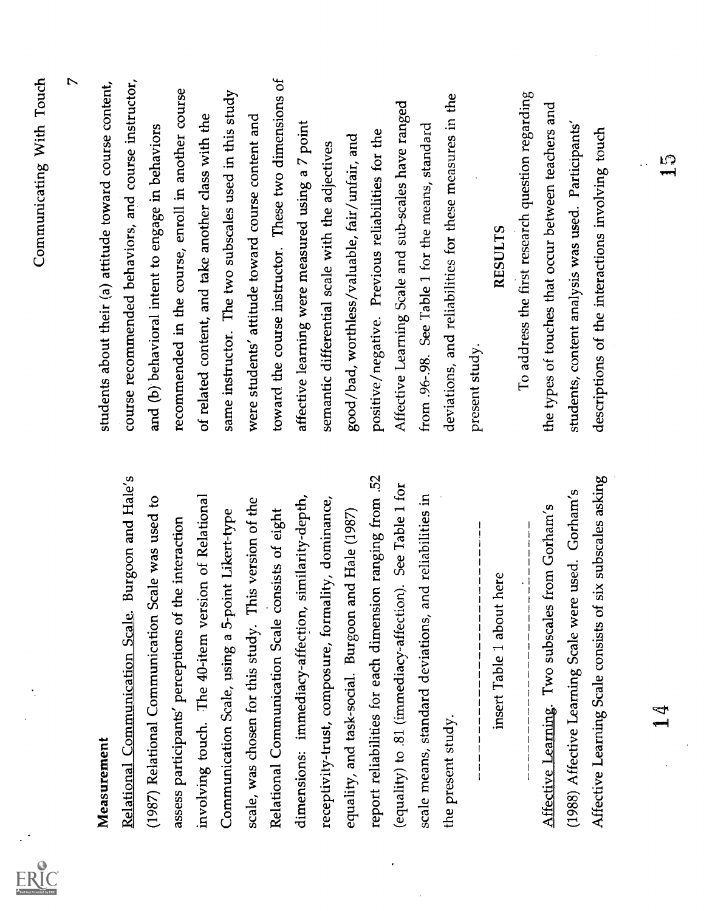### Measurement

Relational Communication Scale. Burgoon and Hale's (1987) Relational Communication Scale was used to assess participants' perceptions of the interaction involving touch. The 40-item version of Relational Communication Scale, using a 5-point Likert-type scale, was chosen for this study. This version of the Relational Communication Scale consists of eight dimensions: immediacy-affection, similarity-depth, receptivity-trust, composure, formality, dominance, equality, and task-social. Burgoon and Hale (1987) report reliabilities for each dimension ranging from .52 (equality) to .81 (immediacy-affection). See Table 1 for scale means, standard deviations, and reliabilities in the present study.

---

insert Table 1 about here

---

Affective Learning. Two subscales from Gorham's (1988) Affective Learning Scale were used. Gorham's Affective Learning Scale consists of six subscales asking students about their (a) attitude toward course content, course recommended behaviors, and course instructor, and (b) behavioral intent to engage in behaviors recommended in the course, enroll in another course of related content, and take another class with the same instructor. The two subscales used in this study were students' attitude toward course content and toward the course instructor. These two dimensions of affective learning were measured using a 7 point semantic differential scale with the adjectives good/bad, worthless/valuable, fair/unfair, and positive/negative. Previous reliabilities for the Affective Learning Scale and sub-scales have ranged from .96-.98. See Table 1 for the means, standard deviations, and reliabilities for these measures in the present study.

## RESULTS

To address the first research question regarding the types of touches that occur between teachers and students, content analysis was used. Participants' descriptions of the interactions involving touch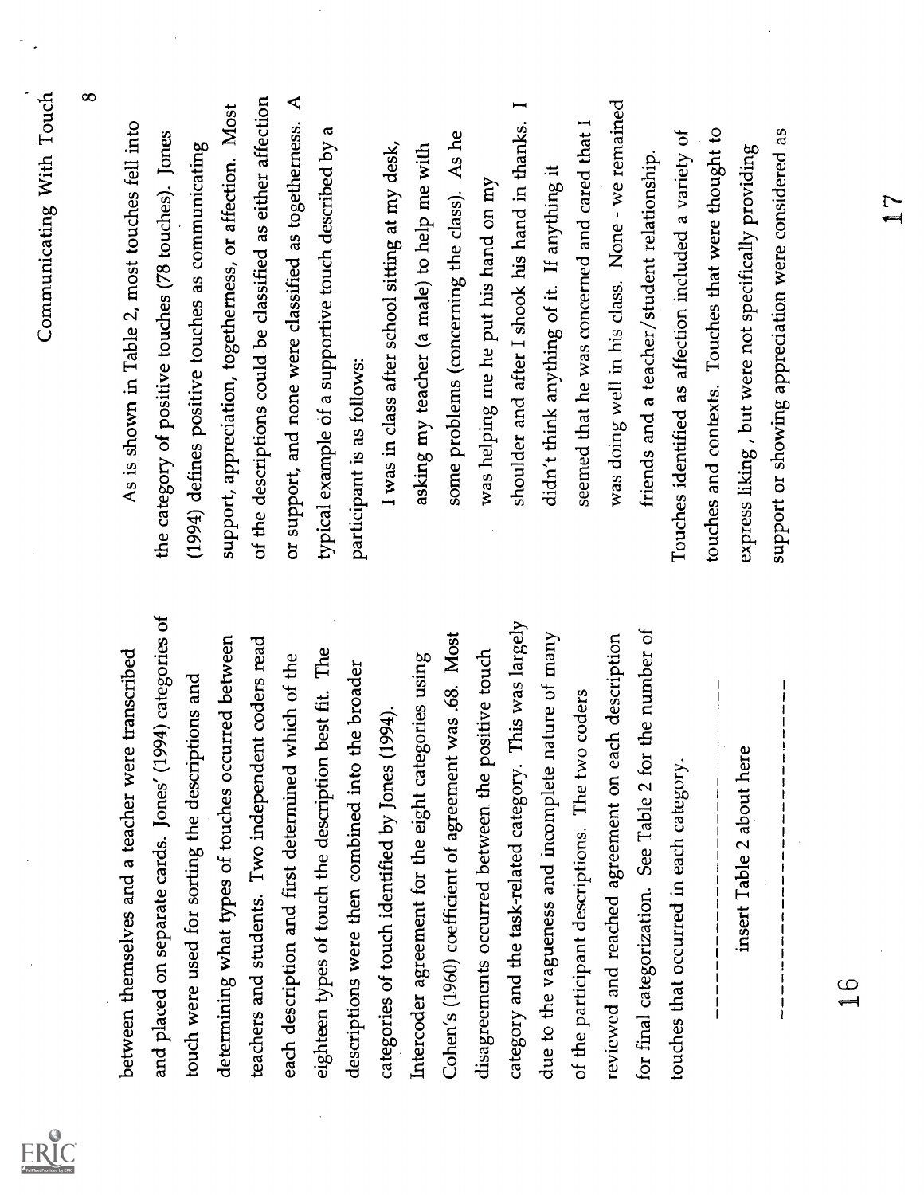between themselves and a teacher were transcribed and placed on separate cards. Jones' (1994) categories of touch were used for sorting the descriptions and determining what types of touches occurred between teachers and students. Two independent coders read each description and first determined which of the eighteen types of touch the description best fit. The descriptions were then combined into the broader categories of touch identified by Jones (1994). Intercoder agreement for the eight categories using Cohen's (1960) coefficient of agreement was .68. Most disagreements occurred between the positive touch category and the task-related category. This was largely due to the vagueness and incomplete nature of many of the participant descriptions. The two coders reviewed and reached agreement on each description for final categorization. See Table 2 for the number of touches that occurred in each category.

---

insert Table 2 about here

---

As is shown in Table 2, most touches fell into the category of positive touches (78 touches). Jones (1994) defines positive touches as communicating support, appreciation, togetherness, or affection. Most of the descriptions could be classified as either affection or support, and none were classified as togetherness. A typical example of a supportive touch described by a participant is as follows:

> I was in class after school sitting at my desk, asking my teacher (a male) to help me with some problems (concerning the class). As he was helping me he put his hand on my shoulder and after I shook his hand in thanks. I didn't think anything of it. If anything it seemed that he was concerned and cared that I was doing well in his class. None - we remained friends and a teacher/student relationship.

Touches identified as affection included a variety of touches and contexts. Touches that were thought to express liking , but were not specifically providing support or showing appreciation were considered as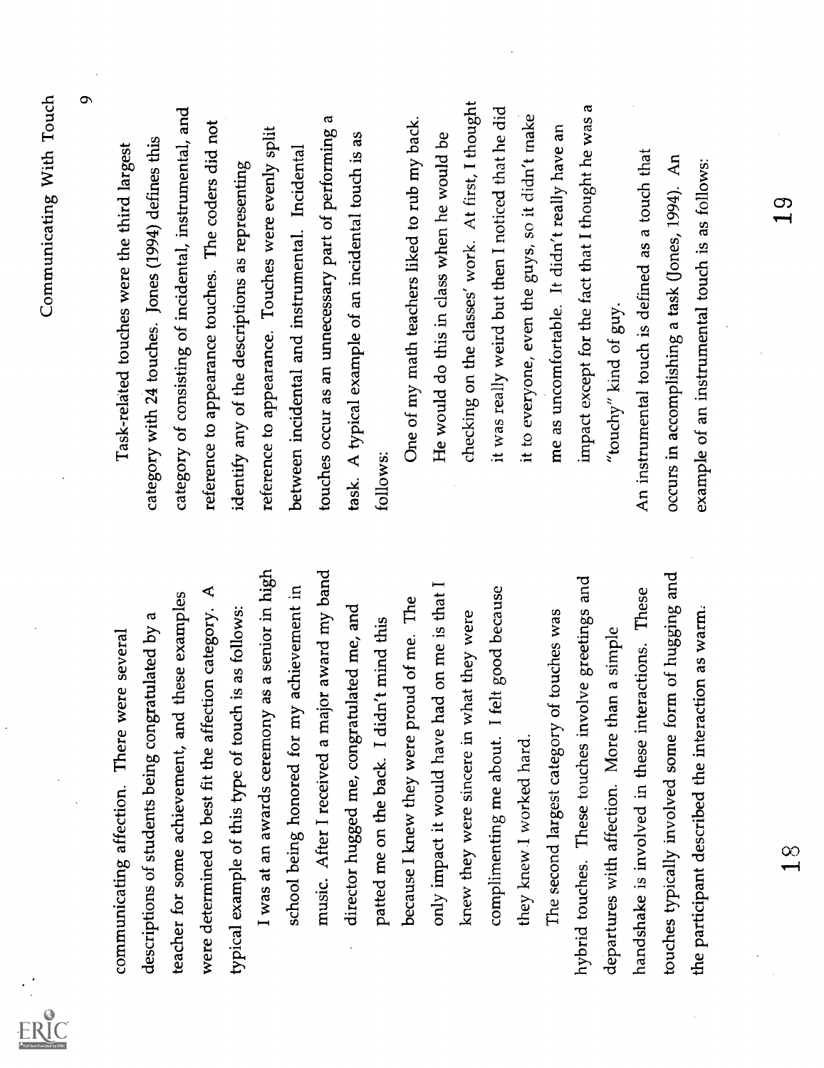communicating affection. There were several descriptions of students being congratulated by a teacher for some achievement, and these examples were determined to best fit the affection category. A typical example of this type of touch is as follows:

> I was at an awards ceremony as a senior in high school being honored for my achievement in music. After I received a major award my band director hugged me, congratulated me, and patted me on the back. I didn't mind this because I knew they were proud of me. The only impact it would have had on me is that I knew they were sincere in what they were complimenting me about. I felt good because they knew I worked hard.

The second largest category of touches was hybrid touches. These touches involve greetings and departures with affection. More than a simple handshake is involved in these interactions. These touches typically involved some form of hugging and the participant described the interaction as warm.

Task-related touches were the third largest category with 24 touches. Jones (1994) defines this category of consisting of incidental, instrumental, and reference to appearance touches. The coders did not identify any of the descriptions as representing reference to appearance. Touches were evenly split between incidental and instrumental. Incidental touches occur as an unnecessary part of performing a task. A typical example of an incidental touch is as follows:

> One of my math teachers liked to rub my back. He would do this in class when he would be checking on the classes' work. At first, I thought it was really weird but then I noticed that he did it to everyone, even the guys, so it didn't make me as uncomfortable. It didn't really have an impact except for the fact that I thought he was a "touchy" kind of guy.

An instrumental touch is defined as a touch that occurs in accomplishing a task (Jones, 1994). An example of an instrumental touch is as follows: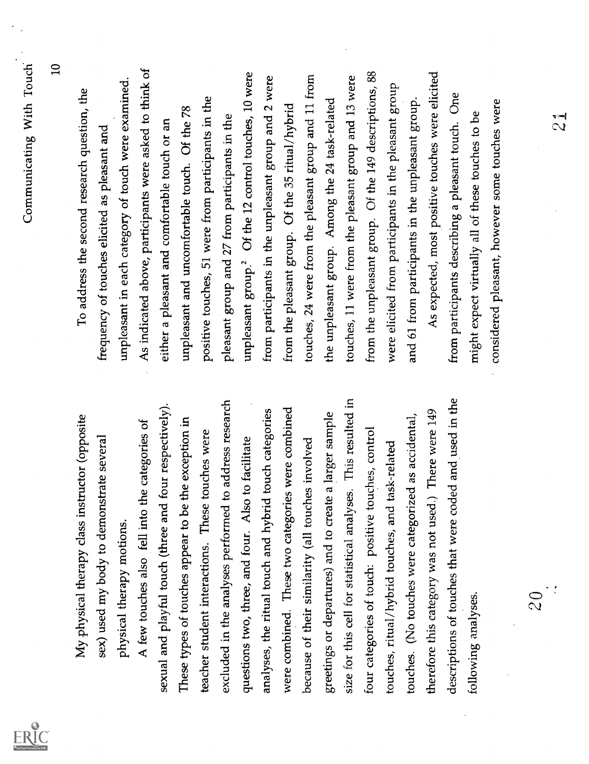My physical therapy class instructor (opposite sex) used my body to demonstrate several physical therapy motions.

A few touches also fell into the categories of sexual and playful touch (three and four respectively). These types of touches appear to be the exception in teacher student interactions. These touches were excluded in the analyses performed to address research questions two, three, and four. Also to facilitate analyses, the ritual touch and hybrid touch categories were combined. These two categories were combined because of their similarity (all touches involved greetings or departures) and to create a larger sample size for this cell for statistical analyses. This resulted in four categories of touch: positive touches, control touches, ritual/hybrid touches, and task-related touches. (No touches were categorized as accidental, therefore this category was not used.) There were 149 descriptions of touches that were coded and used in the following analyses.

To address the second research question, the frequency of touches elicited as pleasant and unpleasant in each category of touch were examined. As indicated above, participants were asked to think of either a pleasant and comfortable touch or an unpleasant and uncomfortable touch. Of the 78 positive touches, 51 were from participants in the pleasant group and 27 from participants in the unpleasant group.[2] Of the 12 control touches, 10 were from participants in the unpleasant group and 2 were from the pleasant group. Of the 35 ritual/hybrid touches, 24 were from the pleasant group and 11 from the unpleasant group. Among the 24 task-related touches, 11 were from the pleasant group and 13 were from the unpleasant group. Of the 149 descriptions, 88 were elicited from participants in the pleasant group and 61 from participants in the unpleasant group.

As expected, most positive touches were elicited from participants describing a pleasant touch. One might expect virtually all of these touches to be considered pleasant, however some touches were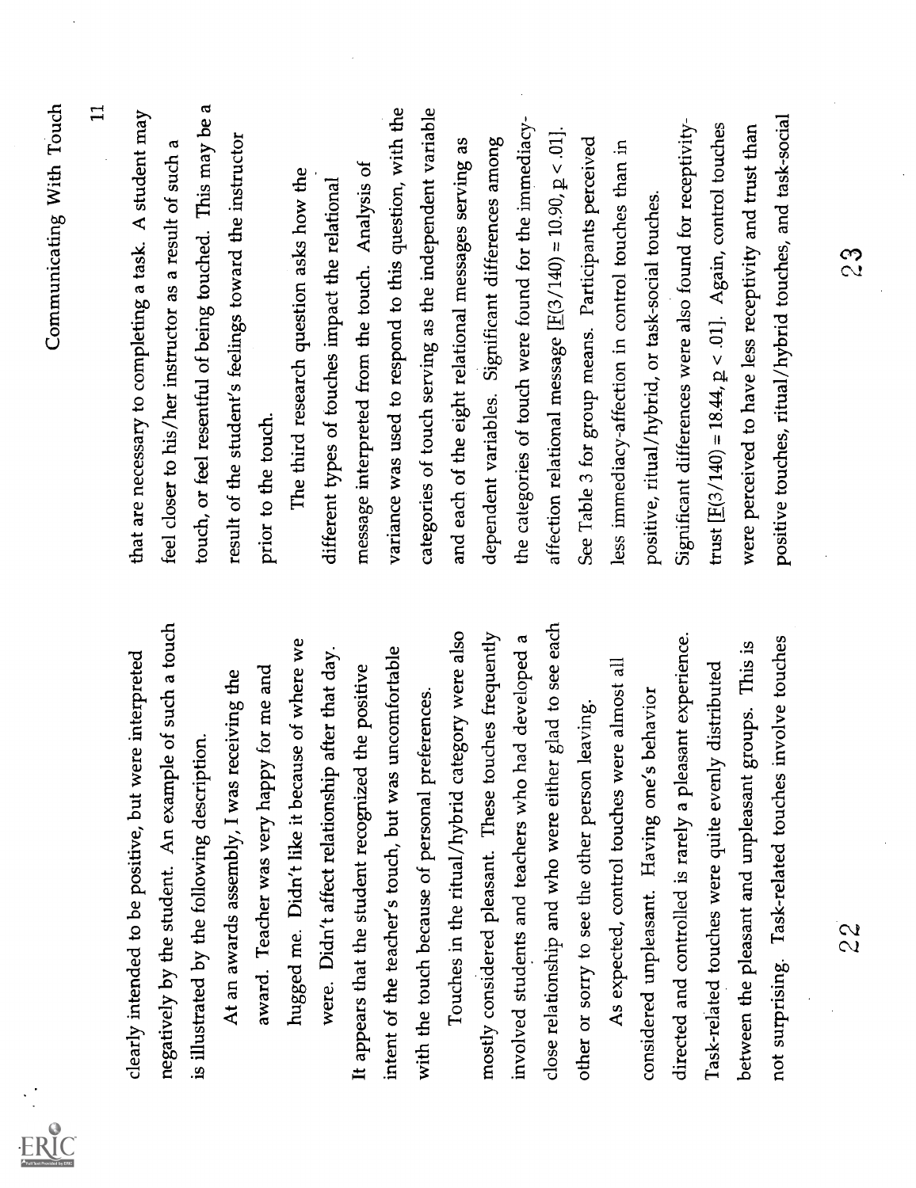clearly intended to be positive, but were interpreted negatively by the student. An example of such a touch is illustrated by the following description.

> At an awards assembly, I was receiving the award. Teacher was very happy for me and hugged me. Didn't like it because of where we were. Didn't affect relationship after that day.

It appears that the student recognized the positive intent of the teacher's touch, but was uncomfortable with the touch because of personal preferences.

Touches in the ritual/hybrid category were also mostly considered pleasant. These touches frequently involved students and teachers who had developed a close relationship and who were either glad to see each other or sorry to see the other person leaving.

As expected, control touches were almost all considered unpleasant. Having one's behavior directed and controlled is rarely a pleasant experience. Task-related touches were quite evenly distributed between the pleasant and unpleasant groups. This is not surprising. Task-related touches involve touches that are necessary to completing a task. A student may feel closer to his/her instructor as a result of such a touch, or feel resentful of being touched. This may be a result of the student's feelings toward the instructor prior to the touch.

The third research question asks how the different types of touches impact the relational message interpreted from the touch. Analysis of variance was used to respond to this question, with the categories of touch serving as the independent variable and each of the eight relational messages serving as dependent variables. Significant differences among the categories of touch were found for the immediacy-affection relational message [$F(3/140) = 10.90$, $p < .01$]. See Table 3 for group means. Participants perceived less immediacy-affection in control touches than in positive, ritual/hybrid, or task-social touches. Significant differences were also found for receptivity-trust [$F(3/140) = 18.44$, $p < .01$]. Again, control touches were perceived to have less receptivity and trust than positive touches, ritual/hybrid touches, and task-social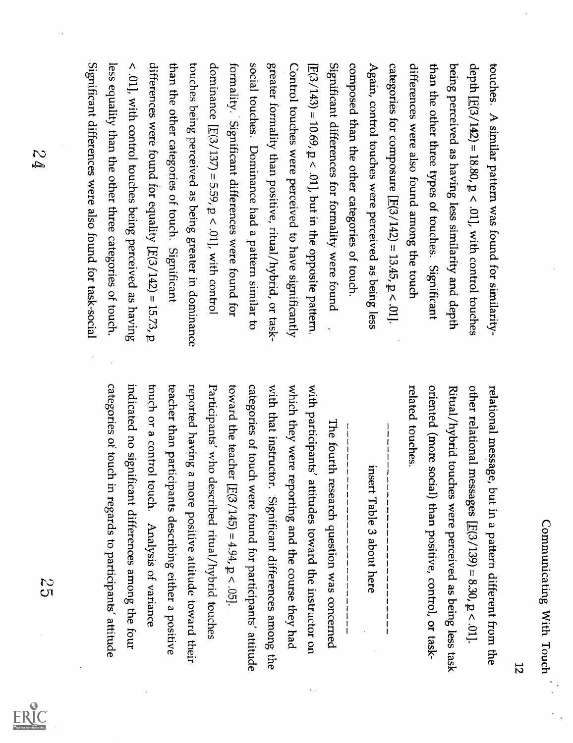touches. A similar pattern was found for similarity-depth [$F(3/142) = 18.80$, $p < .01$], with control touches being perceived as having less similarity and depth than the other three types of touches. Significant differences were also found among the touch categories for composure [$F(3/142) = 13.45$, $p < .01$]. Again, control touches were perceived as being less composed than the other categories of touch. Significant differences for formality were found [$F(3/143) = 10.69$, $p < .01$], but in the opposite pattern. Control touches were perceived to have significantly greater formality than positive, ritual/hybrid, or task-social touches. Dominance had a pattern similar to formality. Significant differences were found for dominance [$F(3/137) = 5.59$, $p < .01$], with control touches being perceived as being greater in dominance than the other categories of touch. Significant differences were found for equality [$F(3/142) = 15.73$, $p < .01$], with control touches being perceived as having less equality than the other three categories of touch. Significant differences were also found for task-social relational message, but in a pattern different from the other relational messages [$F(3/139) = 8.30$, $p < .01$]. Ritual/hybrid touches were perceived as being less task oriented (more social) than positive, control, or task-related touches.

---

insert Table 3 about here

---

The fourth research question was concerned with participants' attitudes toward the instructor on which they were reporting and the course they had with that instructor. Significant differences among the categories of touch were found for participants' attitude toward the teacher [$F(3/145) = 4.94$, $p < .05$]. Participants' who described ritual/hybrid touches reported having a more positive attitude toward their teacher than participants describing either a positive touch or a control touch. Analysis of variance indicated no significant differences among the four categories of touch in regards to participants' attitude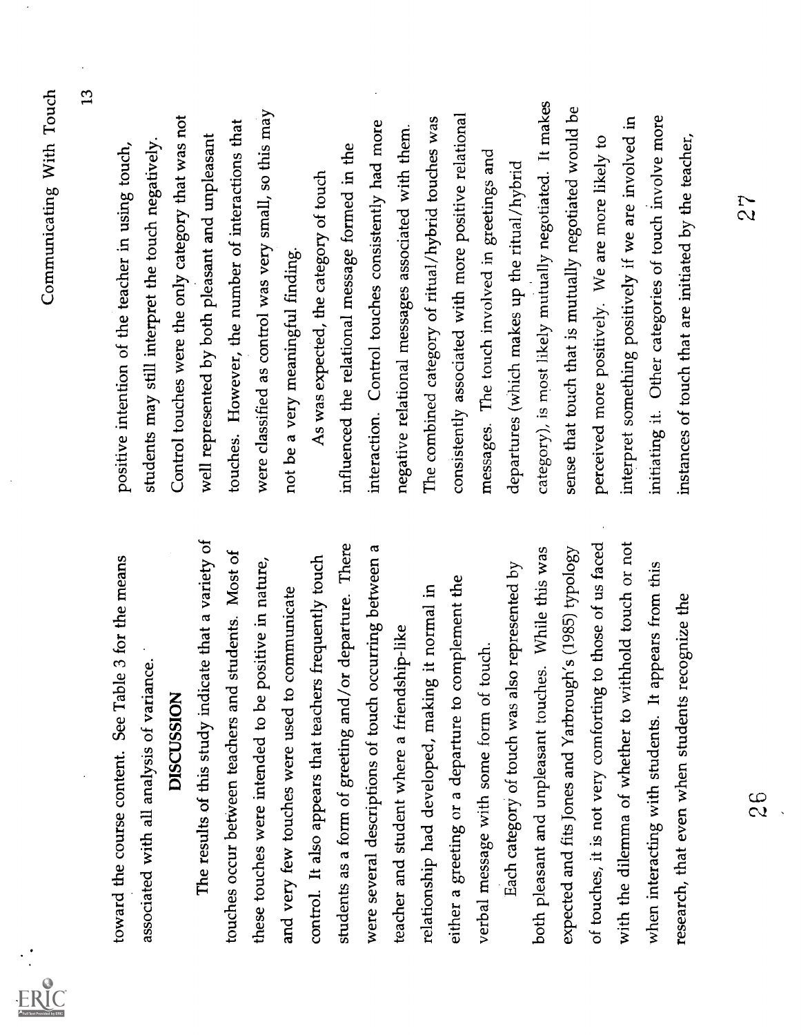toward the course content. See Table 3 for the means associated with all analysis of variance.

## DISCUSSION

The results of this study indicate that a variety of touches occur between teachers and students. Most of these touches were intended to be positive in nature, and very few touches were used to communicate control. It also appears that teachers frequently touch students as a form of greeting and/or departure. There were several descriptions of touch occurring between a teacher and student where a friendship-like relationship had developed, making it normal in either a greeting or a departure to complement the verbal message with some form of touch.

Each category of touch was also represented by both pleasant and unpleasant touches. While this was expected and fits Jones and Yarbrough's (1985) typology of touches, it is not very comforting to those of us faced with the dilemma of whether to withhold touch or not when interacting with students. It appears from this research, that even when students recognize the positive intention of the teacher in using touch, students may still interpret the touch negatively. Control touches were the only category that was not well represented by both pleasant and unpleasant touches. However, the number of interactions that were classified as control was very small, so this may not be a very meaningful finding.

As was expected, the category of touch influenced the relational message formed in the interaction. Control touches consistently had more negative relational messages associated with them. The combined category of ritual/hybrid touches was consistently associated with more positive relational messages. The touch involved in greetings and departures (which makes up the ritual/hybrid category), is most likely mutually negotiated. It makes sense that touch that is mutually negotiated would be perceived more positively. We are more likely to interpret something positively if we are involved in initiating it. Other categories of touch involve more instances of touch that are initiated by the teacher,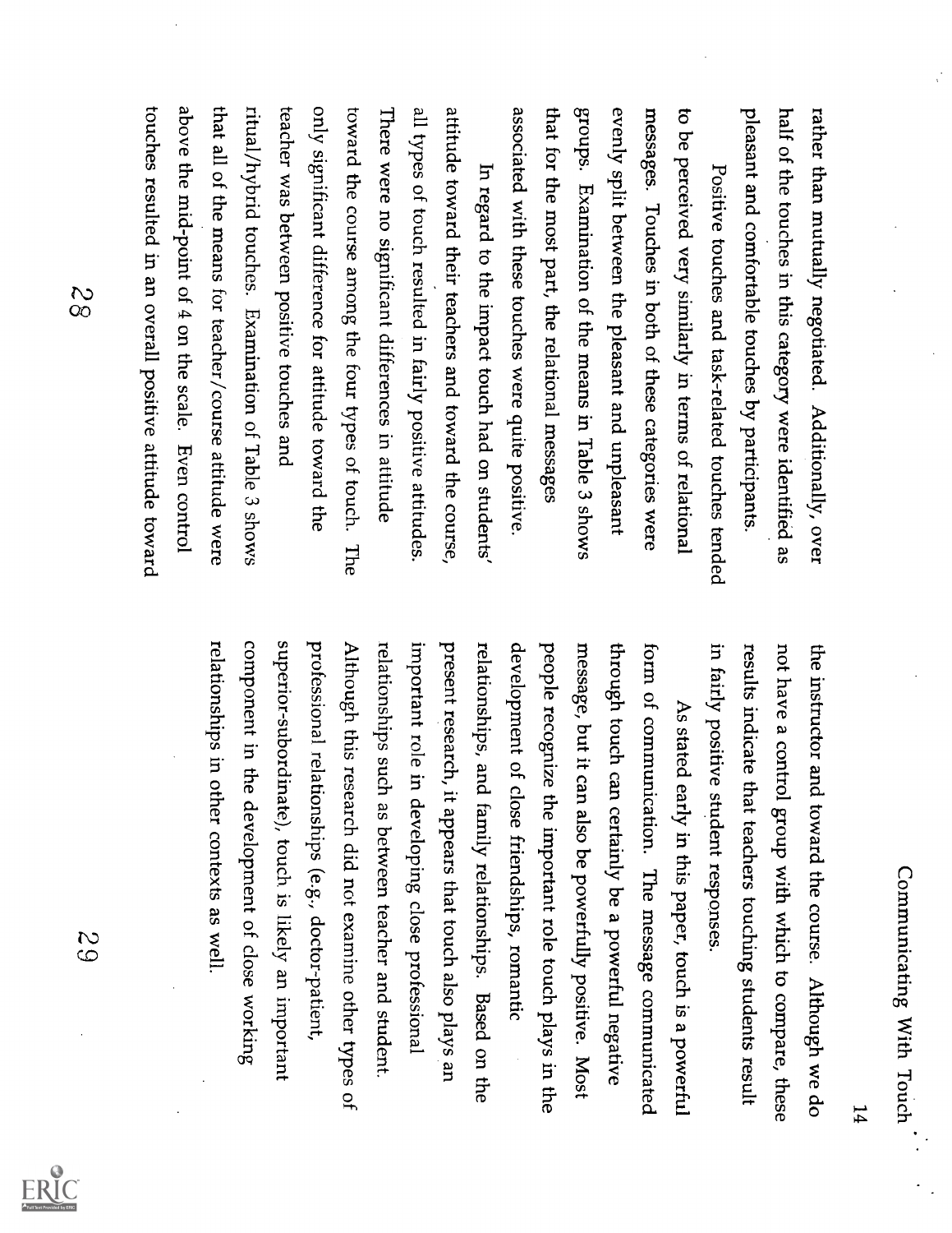rather than mutually negotiated. Additionally, over half of the touches in this category were identified as pleasant and comfortable touches by participants.

Positive touches and task-related touches tended to be perceived very similarly in terms of relational messages. Touches in both of these categories were evenly split between the pleasant and unpleasant groups. Examination of the means in Table 3 shows that for the most part, the relational messages associated with these touches were quite positive.

In regard to the impact touch had on students' attitude toward their teachers and toward the course, all types of touch resulted in fairly positive attitudes. There were no significant differences in attitude toward the course among the four types of touch. The only significant difference for attitude toward the teacher was between positive touches and ritual/hybrid touches. Examination of Table 3 shows that all of the means for teacher/course attitude were above the mid-point of 4 on the scale. Even control touches resulted in an overall positive attitude toward the instructor and toward the course. Although we do not have a control group with which to compare, these results indicate that teachers touching students result in fairly positive student responses.

As stated early in this paper, touch is a powerful form of communication. The message communicated through touch can certainly be a powerful negative message, but it can also be powerfully positive. Most people recognize the important role touch plays in the development of close friendships, romantic relationships, and family relationships. Based on the present research, it appears that touch also plays an important role in developing close professional relationships such as between teacher and student. Although this research did not examine other types of professional relationships (e.g., doctor-patient, superior-subordinate), touch is likely an important component in the development of close working relationships in other contexts as well.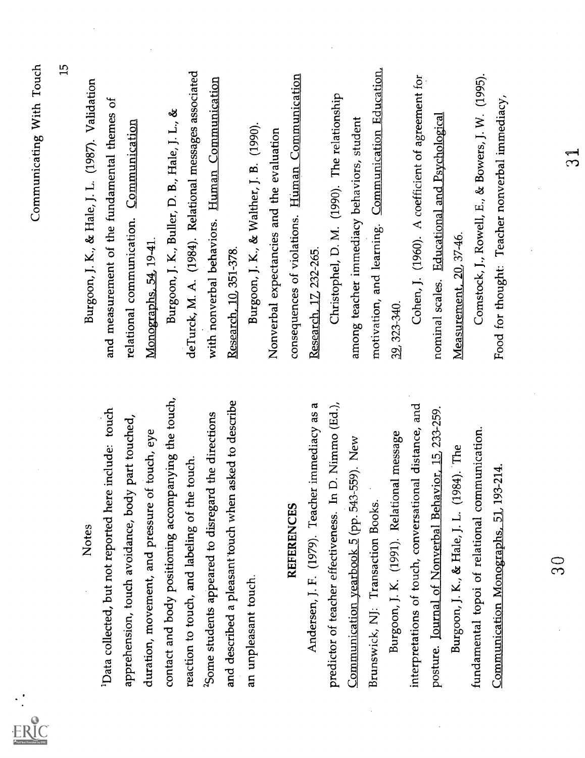## Notes

[1]Data collected, but not reported here include: touch apprehension, touch avoidance, body part touched, duration, movement, and pressure of touch, eye contact and body positioning accompanying the touch, reaction to touch, and labeling of the touch.

[2]Some students appeared to disregard the directions and described a pleasant touch when asked to describe an unpleasant touch.

## REFERENCES

Andersen, J. F. (1979). Teacher immediacy as a predictor of teacher effectiveness. In D. Nimmo (Ed.), Communication yearbook 5 (pp. 543-559). New Brunswick, NJ: Transaction Books.

Burgoon, J. K. (1991). Relational message interpretations of touch, conversational distance, and posture. Journal of Nonverbal Behavior, 15, 233-259.

Burgoon, J. K., & Hale, J. L. (1984). The fundamental topoi of relational communication. Communication Monographs, 51, 193-214.

Burgoon, J. K., & Hale, J. L. (1987). Validation and measurement of the fundamental themes of relational communication. Communication Monographs, 54, 19-41.

Burgoon, J. K., Buller, D. B., Hale, J. L., & deTurck, M. A. (1984). Relational messages associated with nonverbal behaviors. Human Communication Research, 10, 351-378.

Burgoon, J. K., & Walther, J. B. (1990). Nonverbal expectancies and the evaluation consequences of violations. Human Communication Research, 17, 232-265.

Christophel, D. M. (1990). The relationship among teacher immediacy behaviors, student motivation, and learning. Communication Education, 39, 323-340.

Cohen, J. (1960). A coefficient of agreement for nominal scales. Educational and Psychological Measurement, 20, 37-46.

Comstock, J., Rowell, E., & Bowers, J. W. (1995). Food for thought: Teacher nonverbal immediacy,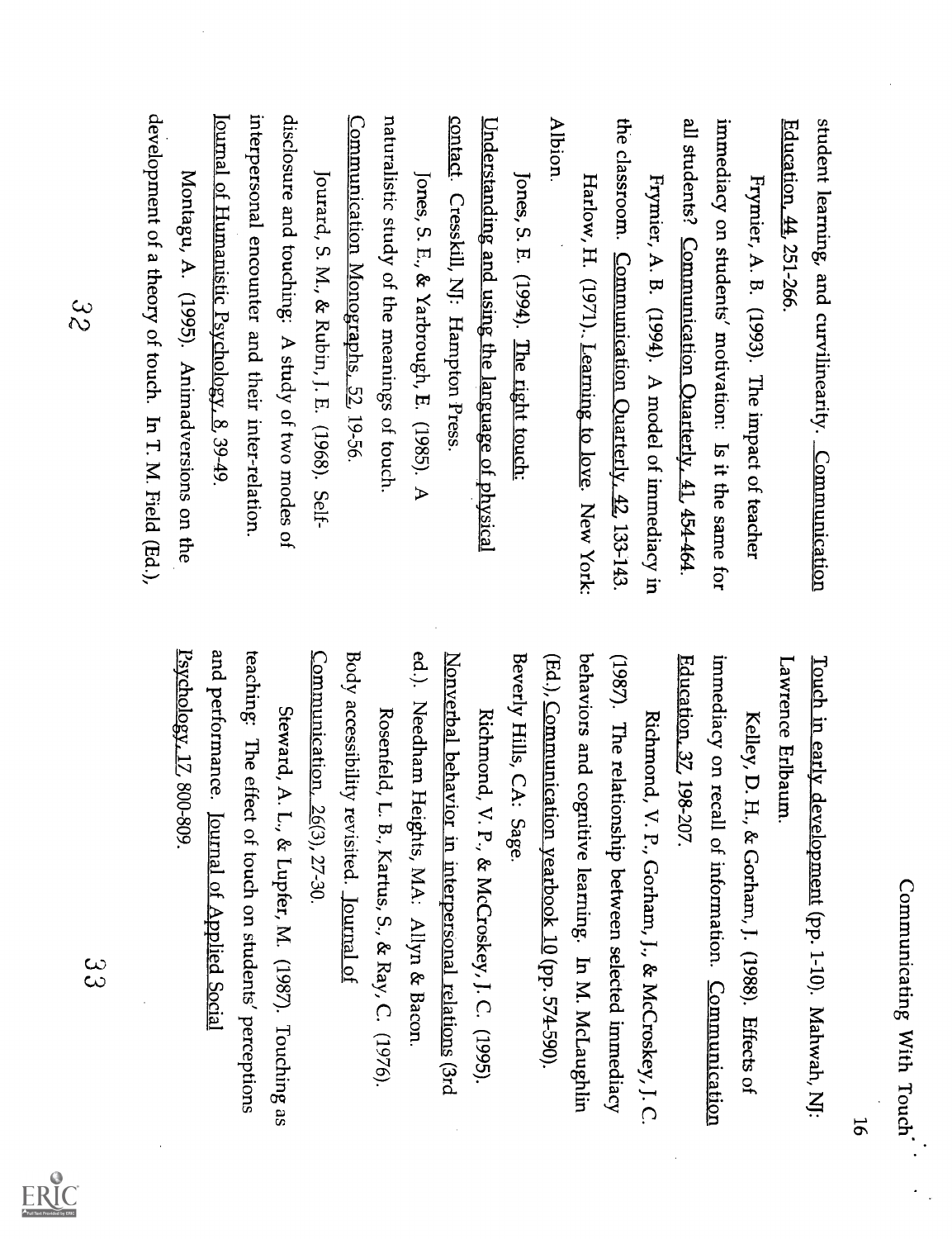student learning and curvilinearity. Communication Education, 44, 251-266.

Frymier, A. B. (1993). The impact of teacher immediacy on students' motivation: Is it the same for all students? Communication Quarterly, 41, 454-464.

Frymier, A. B. (1994). A model of immediacy in the classroom. Communication Quarterly, 42, 133-143.

Harlow, H. (1971). Learning to love. New York: Albion.

Jones, S. E. (1994). The right touch: Understanding and using the language of physical contact. Cresskill, NJ: Hampton Press.

Jones, S. E., & Yarbrough, E. (1985). A naturalistic study of the meanings of touch. Communication Monographs, 52, 19-56.

Jourard, S. M., & Rubin, J. E. (1968). Self-disclosure and touching: A study of two modes of interpersonal encounter and their inter-relation. Journal of Humanistic Psychology, 8, 39-49.

Montagu, A. (1995). Animadversions on the development of a theory of touch. In T. M. Field (Ed.), Touch in early development (pp. 1-10). Mahwah, NJ: Lawrence Erlbaum.

Kelley, D. H., & Gorham, J. (1988). Effects of immediacy on recall of information. Communication Education, 37, 198-207.

Richmond, V. P., Gorham, J., & McCroskey, J. C. (1987). The relationship between selected immediacy behaviors and cognitive learning. In M. McLaughlin (Ed.), Communication yearbook 10 (pp. 574-590). Beverly Hills, CA: Sage.

Richmond, V. P., & McCroskey, J. C. (1995). Nonverbal behavior in interpersonal relations (3rd ed.). Needham Heights, MA: Allyn & Bacon.

Rosenfeld, L. B., Kartus, S., & Ray, C. (1976). Body accessibility revisited. Journal of Communication, 26(3), 27-30.

Steward, A. L., & Lupfer, M. (1987). Touching as teaching: The effect of touch on students' perceptions and performance. Journal of Applied Social Psychology, 17, 800-809.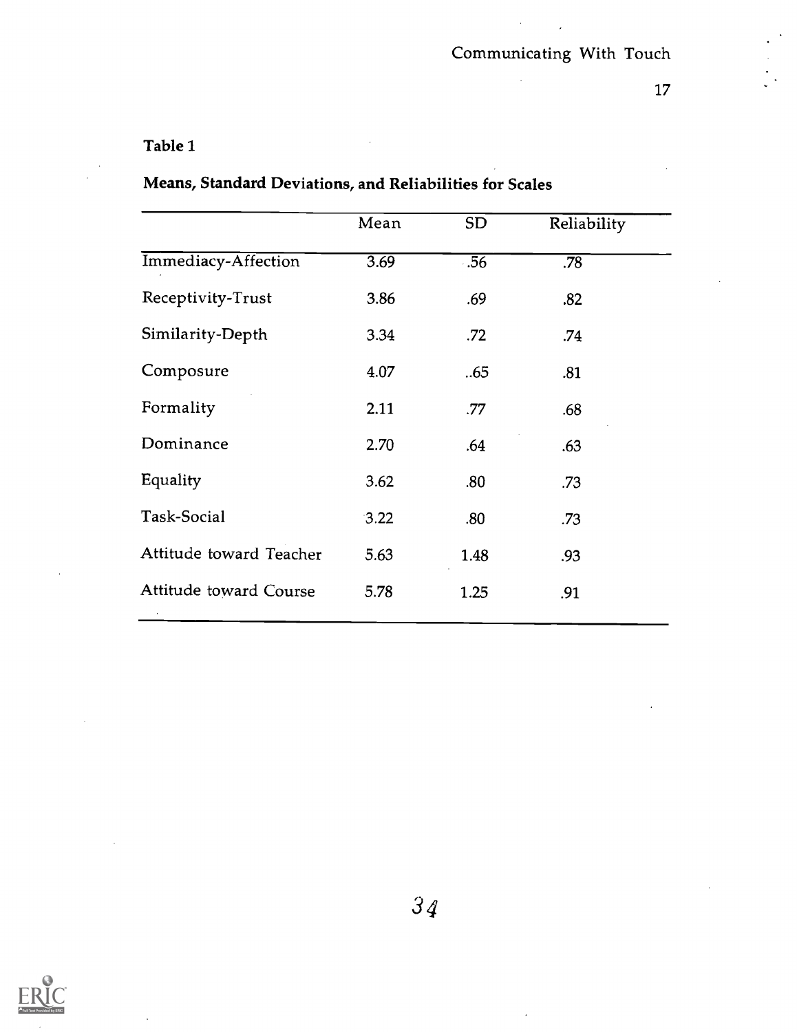Table 1

**Means, Standard Deviations, and Reliabilities for Scales**

| | Mean | SD | Reliability |
|---|---|---|---|
| Immediacy-Affection | 3.69 | .56 | .78 |
| Receptivity-Trust | 3.86 | .69 | .82 |
| Similarity-Depth | 3.34 | .72 | .74 |
| Composure | 4.07 | ..65 | .81 |
| Formality | 2.11 | .77 | .68 |
| Dominance | 2.70 | .64 | .63 |
| Equality | 3.62 | .80 | .73 |
| Task-Social | 3.22 | .80 | .73 |
| Attitude toward Teacher | 5.63 | 1.48 | .93 |
| Attitude toward Course | 5.78 | 1.25 | .91 |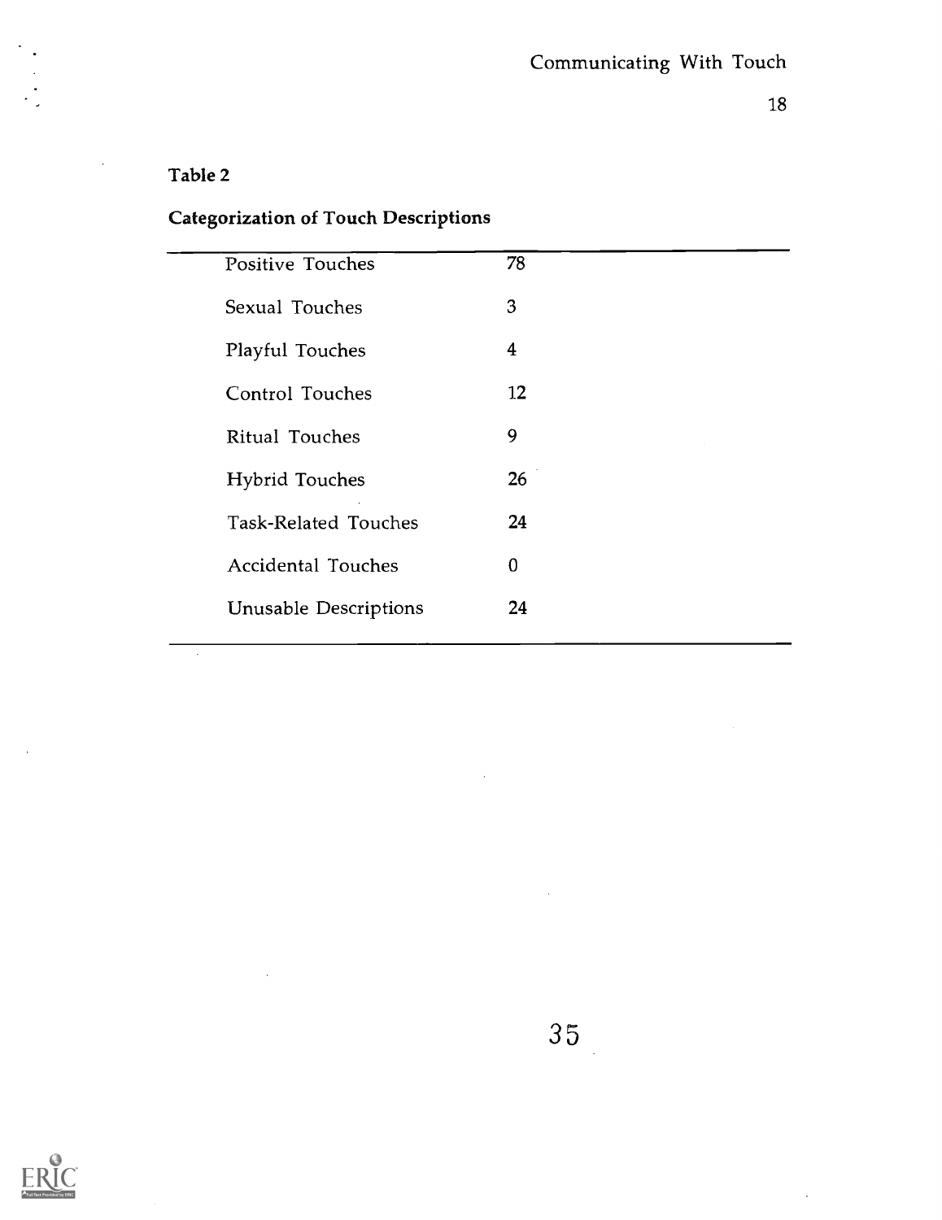Table 2

**Categorization of Touch Descriptions**

| | |
|---|---|
| Positive Touches | 78 |
| Sexual Touches | 3 |
| Playful Touches | 4 |
| Control Touches | 12 |
| Ritual Touches | 9 |
| Hybrid Touches | 26 |
| Task-Related Touches | 24 |
| Accidental Touches | 0 |
| Unusable Descriptions | 24 |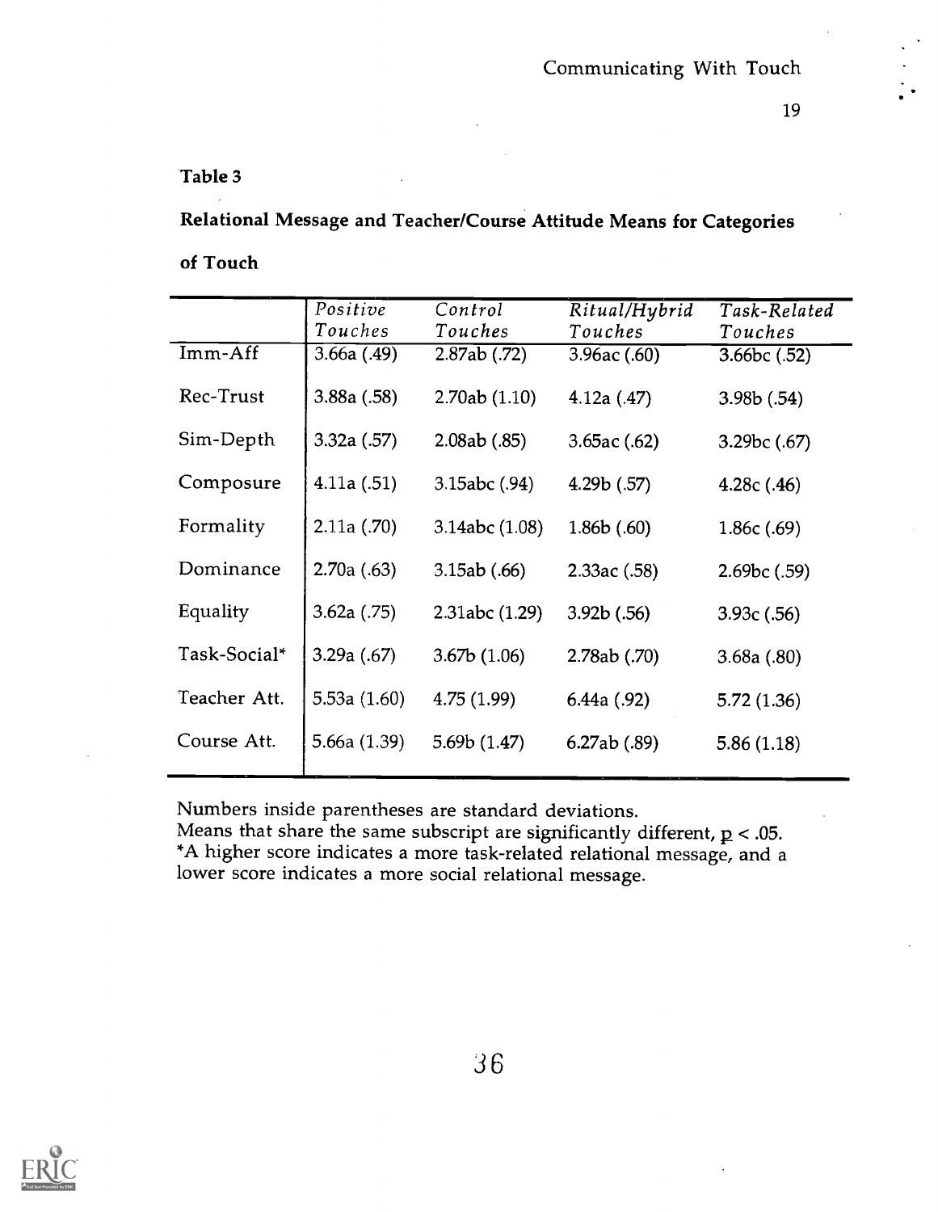**Table 3**

**Relational Message and Teacher/Course Attitude Means for Categories of Touch**

| | *Positive Touches* | *Control Touches* | *Ritual/Hybrid Touches* | *Task-Related Touches* |
|---|---|---|---|---|
| Imm-Aff | 3.66a (.49) | 2.87ab (.72) | 3.96ac (.60) | 3.66bc (.52) |
| Rec-Trust | 3.88a (.58) | 2.70ab (1.10) | 4.12a (.47) | 3.98b (.54) |
| Sim-Depth | 3.32a (.57) | 2.08ab (.85) | 3.65ac (.62) | 3.29bc (.67) |
| Composure | 4.11a (.51) | 3.15abc (.94) | 4.29b (.57) | 4.28c (.46) |
| Formality | 2.11a (.70) | 3.14abc (1.08) | 1.86b (.60) | 1.86c (.69) |
| Dominance | 2.70a (.63) | 3.15ab (.66) | 2.33ac (.58) | 2.69bc (.59) |
| Equality | 3.62a (.75) | 2.31abc (1.29) | 3.92b (.56) | 3.93c (.56) |
| Task-Social* | 3.29a (.67) | 3.67b (1.06) | 2.78ab (.70) | 3.68a (.80) |
| Teacher Att. | 5.53a (1.60) | 4.75 (1.99) | 6.44a (.92) | 5.72 (1.36) |
| Course Att. | 5.66a (1.39) | 5.69b (1.47) | 6.27ab (.89) | 5.86 (1.18) |

Numbers inside parentheses are standard deviations.
Means that share the same subscript are significantly different, $p < .05$.
*A higher score indicates a more task-related relational message, and a lower score indicates a more social relational message.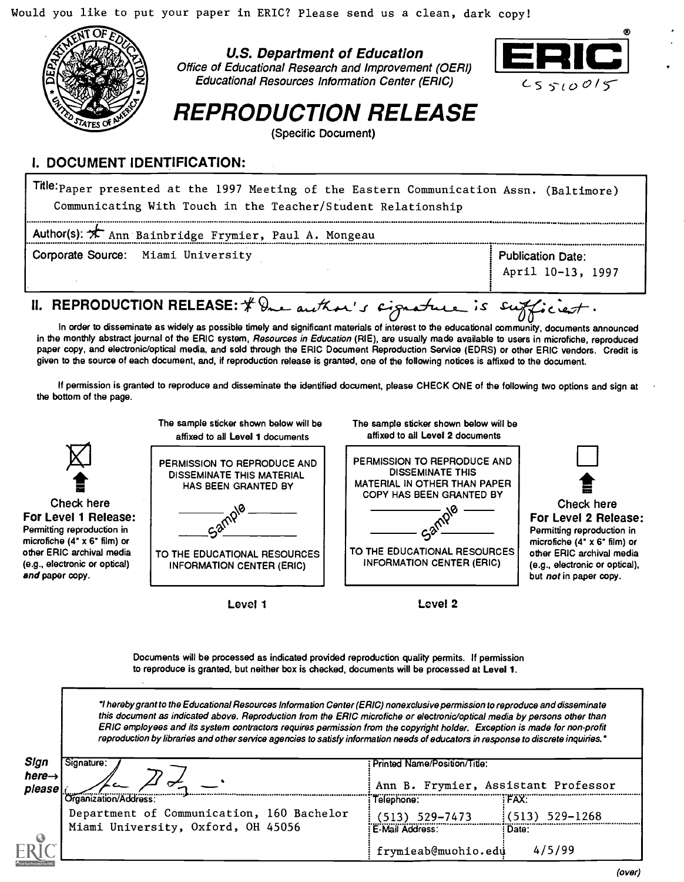Would you like to put your paper in ERIC? Please send us a clean, dark copy!

**U.S. Department of Education**
*Office of Educational Research and Improvement (OERI)*
*Educational Resources Information Center (ERIC)*

ERIC

CS510015

# REPRODUCTION RELEASE

(Specific Document)

## I. DOCUMENT IDENTIFICATION:

Title: Paper presented at the 1997 Meeting of the Eastern Communication Assn. (Baltimore) Communicating With Touch in the Teacher/Student Relationship

Author(s): * Ann Bainbridge Frymier, Paul A. Mongeau

Corporate Source: Miami University

Publication Date: April 10-13, 1997

## II. REPRODUCTION RELEASE: * One author's signature is sufficient.

In order to disseminate as widely as possible timely and significant materials of interest to the educational community, documents announced in the monthly abstract journal of the ERIC system, *Resources in Education* (RIE), are usually made available to users in microfiche, reproduced paper copy, and electronic/optical media, and sold through the ERIC Document Reproduction Service (EDRS) or other ERIC vendors. Credit is given to the source of each document, and, if reproduction release is granted, one of the following notices is affixed to the document.

If permission is granted to reproduce and disseminate the identified document, please CHECK ONE of the following two options and sign at the bottom of the page.

| [X] Check here **For Level 1 Release:** Permitting reproduction in microfiche (4" x 6" film) or other ERIC archival media (e.g., electronic or optical) *and* paper copy. | The sample sticker shown below will be affixed to all **Level 1** documents: PERMISSION TO REPRODUCE AND DISSEMINATE THIS MATERIAL HAS BEEN GRANTED BY ___ Sample ___ TO THE EDUCATIONAL RESOURCES INFORMATION CENTER (ERIC) — Level 1 | The sample sticker shown below will be affixed to all **Level 2** documents: PERMISSION TO REPRODUCE AND DISSEMINATE THIS MATERIAL IN OTHER THAN PAPER COPY HAS BEEN GRANTED BY ___ Sample ___ TO THE EDUCATIONAL RESOURCES INFORMATION CENTER (ERIC) — Level 2 | [ ] Check here **For Level 2 Release:** Permitting reproduction in microfiche (4" x 6" film) or other ERIC archival media (e.g., electronic or optical), but *not* in paper copy. |
|---|---|---|---|

Documents will be processed as indicated provided reproduction quality permits. If permission to reproduce is granted, but neither box is checked, documents will be processed at Level 1.

*"I hereby grant to the Educational Resources Information Center (ERIC) nonexclusive permission to reproduce and disseminate this document as indicated above. Reproduction from the ERIC microfiche or electronic/optical media by persons other than ERIC employees and its system contractors requires permission from the copyright holder. Exception is made for non-profit reproduction by libraries and other service agencies to satisfy information needs of educators in response to discrete inquiries."*

**Sign here→ please**

| Signature: | Printed Name/Position/Title: Ann B. Frymier, Assistant Professor | |
|---|---|---|
| Organization/Address: Department of Communication, 160 Bachelor Miami University, Oxford, OH 45056 | Telephone: (513) 529-7473 | FAX: (513) 529-1268 |
| | E-Mail Address: frymieab@muohio.edu | Date: 4/5/99 |

(over)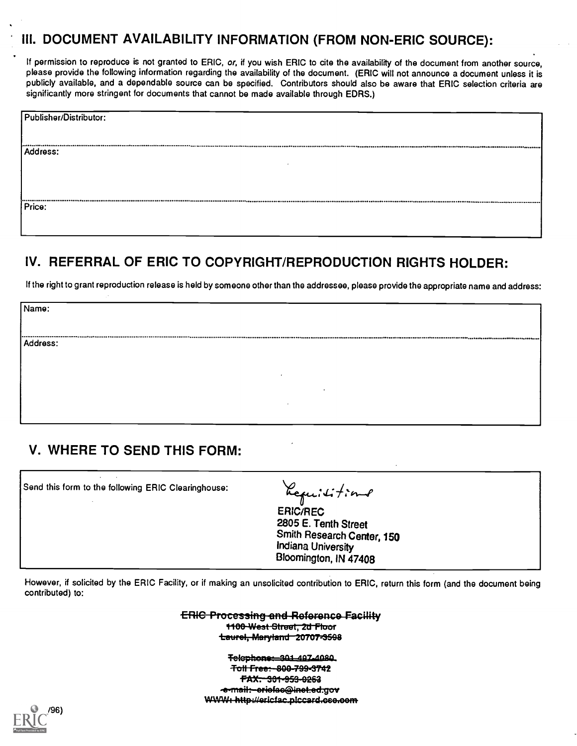## III. DOCUMENT AVAILABILITY INFORMATION (FROM NON-ERIC SOURCE):

If permission to reproduce is not granted to ERIC, *or*, if you wish ERIC to cite the availability of the document from another source, please provide the following information regarding the availability of the document. (ERIC will not announce a document unless it is publicly available, and a dependable source can be specified. Contributors should also be aware that ERIC selection criteria are significantly more stringent for documents that cannot be made available through EDRS.)

Publisher/Distributor:

Address:

Price:

## IV. REFERRAL OF ERIC TO COPYRIGHT/REPRODUCTION RIGHTS HOLDER:

If the right to grant reproduction release is held by someone other than the addressee, please provide the appropriate name and address:

Name:

Address:

## V. WHERE TO SEND THIS FORM:

Send this form to the following ERIC Clearinghouse:

Acquisitions
ERIC/REC
2805 E. Tenth Street
Smith Research Center, 150
Indiana University
Bloomington, IN 47408

However, if solicited by the ERIC Facility, or if making an unsolicited contribution to ERIC, return this form (and the document being contributed) to:

~~ERIC Processing and Reference Facility~~
~~1100 West Street, 2d Floor~~
~~Laurel, Maryland 20707-3598~~

~~Telephone: 301-497-4080~~
~~Toll Free: 800-799-3742~~
~~FAX: 301-953-0263~~
~~e-mail: ericfac@inet.ed.gov~~
~~WWW: http://ericfac.piccard.csc.com~~

/96)